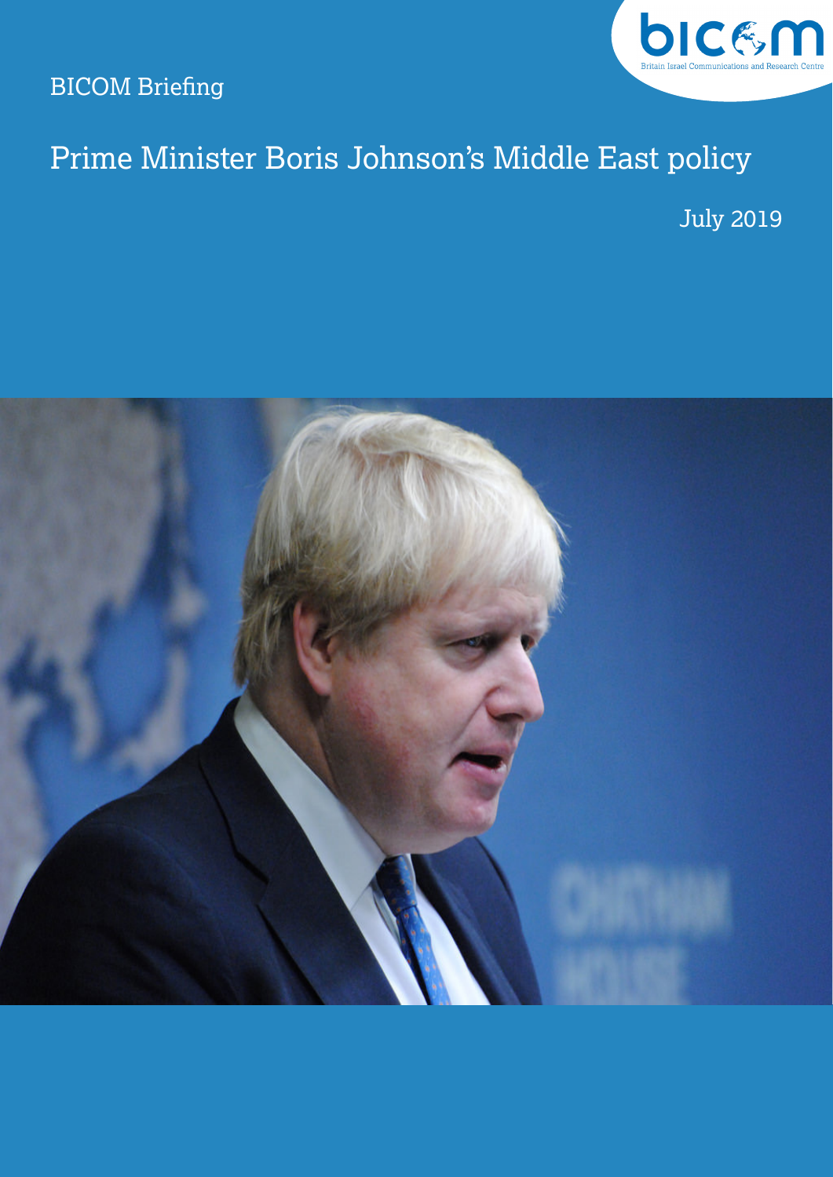BICOM Briefing

bicom
Britain Israel Communications and Research Centre

# Prime Minister Boris Johnson's Middle East policy

July 2019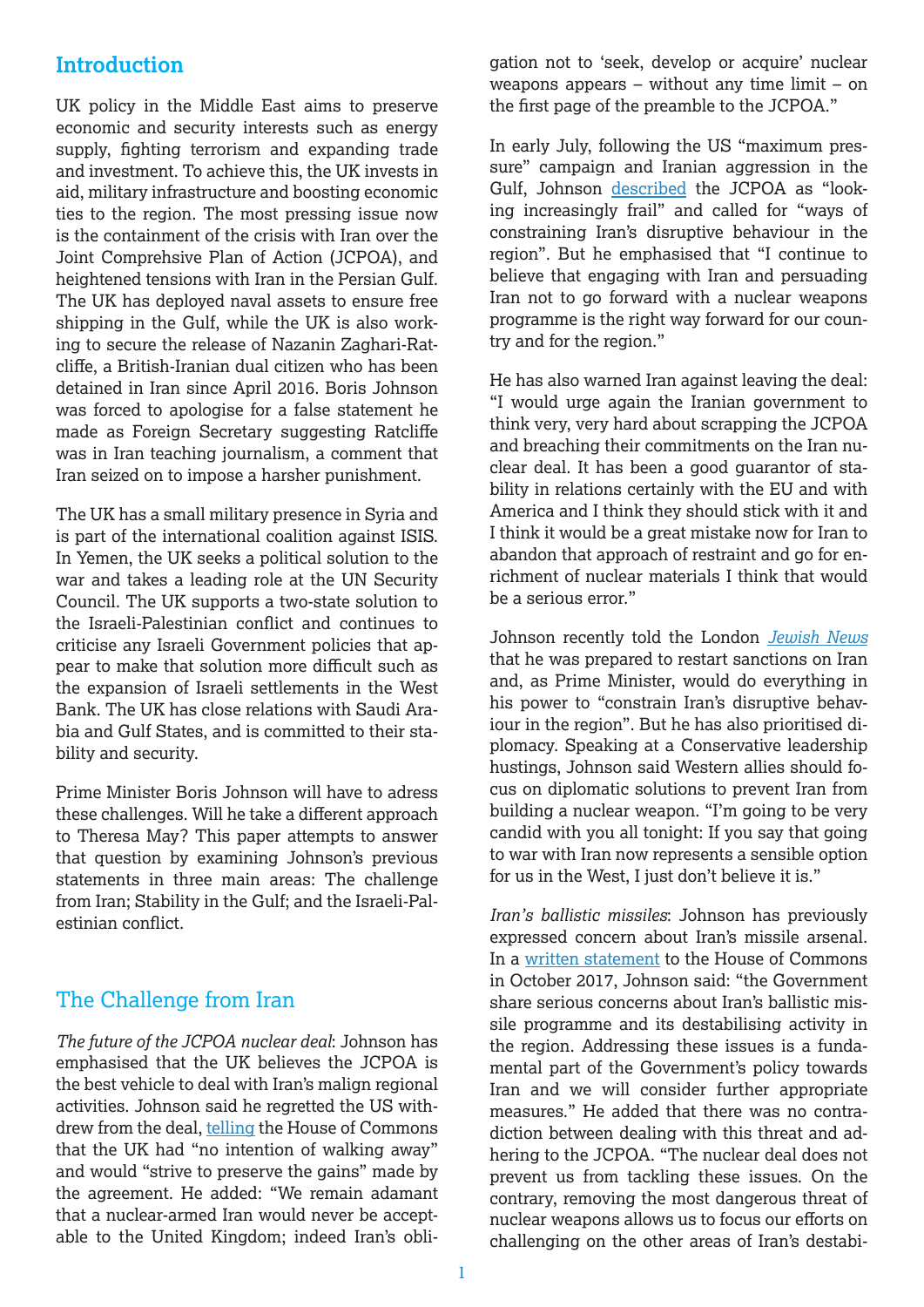## Introduction

UK policy in the Middle East aims to preserve economic and security interests such as energy supply, fighting terrorism and expanding trade and investment. To achieve this, the UK invests in aid, military infrastructure and boosting economic ties to the region. The most pressing issue now is the containment of the crisis with Iran over the Joint Comprehsive Plan of Action (JCPOA), and heightened tensions with Iran in the Persian Gulf. The UK has deployed naval assets to ensure free shipping in the Gulf, while the UK is also working to secure the release of Nazanin Zaghari-Ratcliffe, a British-Iranian dual citizen who has been detained in Iran since April 2016. Boris Johnson was forced to apologise for a false statement he made as Foreign Secretary suggesting Ratcliffe was in Iran teaching journalism, a comment that Iran seized on to impose a harsher punishment.

The UK has a small military presence in Syria and is part of the international coalition against ISIS. In Yemen, the UK seeks a political solution to the war and takes a leading role at the UN Security Council. The UK supports a two-state solution to the Israeli-Palestinian conflict and continues to criticise any Israeli Government policies that appear to make that solution more difficult such as the expansion of Israeli settlements in the West Bank. The UK has close relations with Saudi Arabia and Gulf States, and is committed to their stability and security.

Prime Minister Boris Johnson will have to adress these challenges. Will he take a different approach to Theresa May? This paper attempts to answer that question by examining Johnson's previous statements in three main areas: The challenge from Iran; Stability in the Gulf; and the Israeli-Palestinian conflict.

## The Challenge from Iran

*The future of the JCPOA nuclear deal*: Johnson has emphasised that the UK believes the JCPOA is the best vehicle to deal with Iran's malign regional activities. Johnson said he regretted the US withdrew from the deal, telling the House of Commons that the UK had "no intention of walking away" and would "strive to preserve the gains" made by the agreement. He added: "We remain adamant that a nuclear-armed Iran would never be acceptable to the United Kingdom; indeed Iran's obligation not to 'seek, develop or acquire' nuclear weapons appears – without any time limit – on the first page of the preamble to the JCPOA."

In early July, following the US "maximum pressure" campaign and Iranian aggression in the Gulf, Johnson described the JCPOA as "looking increasingly frail" and called for "ways of constraining Iran's disruptive behaviour in the region". But he emphasised that "I continue to believe that engaging with Iran and persuading Iran not to go forward with a nuclear weapons programme is the right way forward for our country and for the region."

He has also warned Iran against leaving the deal: "I would urge again the Iranian government to think very, very hard about scrapping the JCPOA and breaching their commitments on the Iran nuclear deal. It has been a good guarantor of stability in relations certainly with the EU and with America and I think they should stick with it and I think it would be a great mistake now for Iran to abandon that approach of restraint and go for enrichment of nuclear materials I think that would be a serious error."

Johnson recently told the London *Jewish News* that he was prepared to restart sanctions on Iran and, as Prime Minister, would do everything in his power to "constrain Iran's disruptive behaviour in the region". But he has also prioritised diplomacy. Speaking at a Conservative leadership hustings, Johnson said Western allies should focus on diplomatic solutions to prevent Iran from building a nuclear weapon. "I'm going to be very candid with you all tonight: If you say that going to war with Iran now represents a sensible option for us in the West, I just don't believe it is."

*Iran's ballistic missiles*: Johnson has previously expressed concern about Iran's missile arsenal. In a written statement to the House of Commons in October 2017, Johnson said: "the Government share serious concerns about Iran's ballistic missile programme and its destabilising activity in the region. Addressing these issues is a fundamental part of the Government's policy towards Iran and we will consider further appropriate measures." He added that there was no contradiction between dealing with this threat and adhering to the JCPOA. "The nuclear deal does not prevent us from tackling these issues. On the contrary, removing the most dangerous threat of nuclear weapons allows us to focus our efforts on challenging on the other areas of Iran's destabi-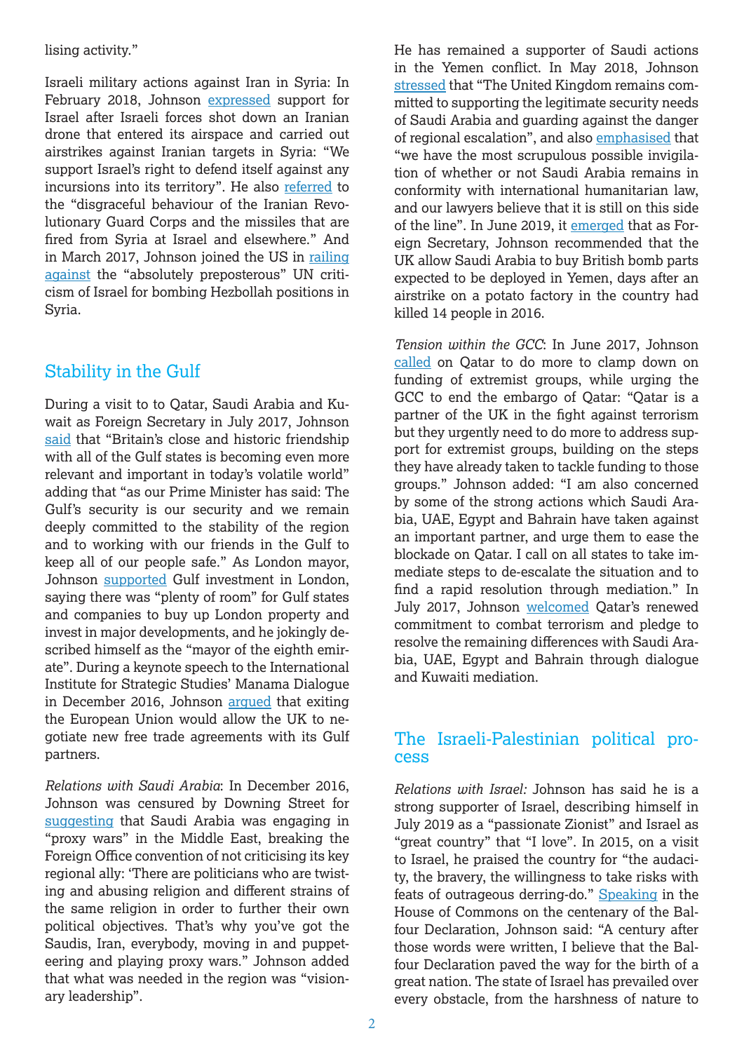lising activity."

Israeli military actions against Iran in Syria: In February 2018, Johnson expressed support for Israel after Israeli forces shot down an Iranian drone that entered its airspace and carried out airstrikes against Iranian targets in Syria: "We support Israel's right to defend itself against any incursions into its territory". He also referred to the "disgraceful behaviour of the Iranian Revolutionary Guard Corps and the missiles that are fired from Syria at Israel and elsewhere." And in March 2017, Johnson joined the US in railing against the "absolutely preposterous" UN criticism of Israel for bombing Hezbollah positions in Syria.

## Stability in the Gulf

During a visit to to Qatar, Saudi Arabia and Kuwait as Foreign Secretary in July 2017, Johnson said that "Britain's close and historic friendship with all of the Gulf states is becoming even more relevant and important in today's volatile world" adding that "as our Prime Minister has said: The Gulf's security is our security and we remain deeply committed to the stability of the region and to working with our friends in the Gulf to keep all of our people safe." As London mayor, Johnson supported Gulf investment in London, saying there was "plenty of room" for Gulf states and companies to buy up London property and invest in major developments, and he jokingly described himself as the "mayor of the eighth emirate". During a keynote speech to the International Institute for Strategic Studies' Manama Dialogue in December 2016, Johnson argued that exiting the European Union would allow the UK to negotiate new free trade agreements with its Gulf partners.

*Relations with Saudi Arabia*: In December 2016, Johnson was censured by Downing Street for suggesting that Saudi Arabia was engaging in "proxy wars" in the Middle East, breaking the Foreign Office convention of not criticising its key regional ally: 'There are politicians who are twisting and abusing religion and different strains of the same religion in order to further their own political objectives. That's why you've got the Saudis, Iran, everybody, moving in and puppeteering and playing proxy wars." Johnson added that what was needed in the region was "visionary leadership".

He has remained a supporter of Saudi actions in the Yemen conflict. In May 2018, Johnson stressed that "The United Kingdom remains committed to supporting the legitimate security needs of Saudi Arabia and guarding against the danger of regional escalation", and also emphasised that "we have the most scrupulous possible invigilation of whether or not Saudi Arabia remains in conformity with international humanitarian law, and our lawyers believe that it is still on this side of the line". In June 2019, it emerged that as Foreign Secretary, Johnson recommended that the UK allow Saudi Arabia to buy British bomb parts expected to be deployed in Yemen, days after an airstrike on a potato factory in the country had killed 14 people in 2016.

*Tension within the GCC*: In June 2017, Johnson called on Qatar to do more to clamp down on funding of extremist groups, while urging the GCC to end the embargo of Qatar: "Qatar is a partner of the UK in the fight against terrorism but they urgently need to do more to address support for extremist groups, building on the steps they have already taken to tackle funding to those groups." Johnson added: "I am also concerned by some of the strong actions which Saudi Arabia, UAE, Egypt and Bahrain have taken against an important partner, and urge them to ease the blockade on Qatar. I call on all states to take immediate steps to de-escalate the situation and to find a rapid resolution through mediation." In July 2017, Johnson welcomed Qatar's renewed commitment to combat terrorism and pledge to resolve the remaining differences with Saudi Arabia, UAE, Egypt and Bahrain through dialogue and Kuwaiti mediation.

## The Israeli-Palestinian political process

*Relations with Israel:* Johnson has said he is a strong supporter of Israel, describing himself in July 2019 as a "passionate Zionist" and Israel as "great country" that "I love". In 2015, on a visit to Israel, he praised the country for "the audacity, the bravery, the willingness to take risks with feats of outrageous derring-do." Speaking in the House of Commons on the centenary of the Balfour Declaration, Johnson said: "A century after those words were written, I believe that the Balfour Declaration paved the way for the birth of a great nation. The state of Israel has prevailed over every obstacle, from the harshness of nature to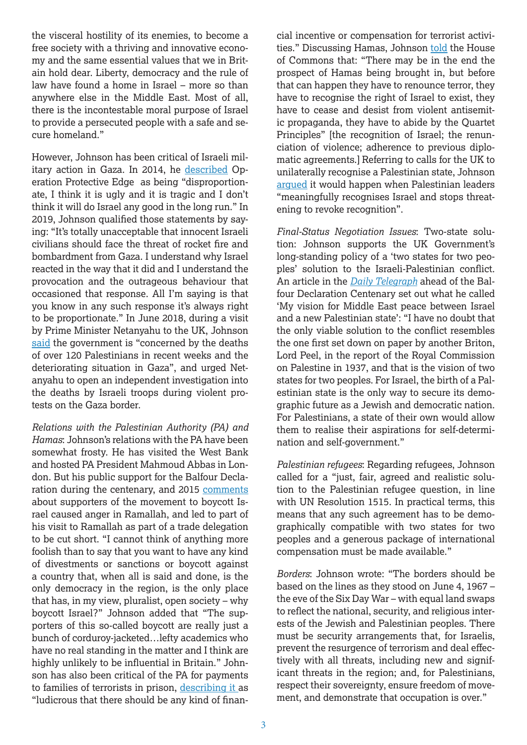the visceral hostility of its enemies, to become a free society with a thriving and innovative economy and the same essential values that we in Britain hold dear. Liberty, democracy and the rule of law have found a home in Israel – more so than anywhere else in the Middle East. Most of all, there is the incontestable moral purpose of Israel to provide a persecuted people with a safe and secure homeland."

However, Johnson has been critical of Israeli military action in Gaza. In 2014, he described Operation Protective Edge as being "disproportionate, I think it is ugly and it is tragic and I don't think it will do Israel any good in the long run." In 2019, Johnson qualified those statements by saying: "It's totally unacceptable that innocent Israeli civilians should face the threat of rocket fire and bombardment from Gaza. I understand why Israel reacted in the way that it did and I understand the provocation and the outrageous behaviour that occasioned that response. All I'm saying is that you know in any such response it's always right to be proportionate." In June 2018, during a visit by Prime Minister Netanyahu to the UK, Johnson said the government is "concerned by the deaths of over 120 Palestinians in recent weeks and the deteriorating situation in Gaza", and urged Netanyahu to open an independent investigation into the deaths by Israeli troops during violent protests on the Gaza border.

*Relations with the Palestinian Authority (PA) and Hamas*: Johnson's relations with the PA have been somewhat frosty. He has visited the West Bank and hosted PA President Mahmoud Abbas in London. But his public support for the Balfour Declaration during the centenary, and 2015 comments about supporters of the movement to boycott Israel caused anger in Ramallah, and led to part of his visit to Ramallah as part of a trade delegation to be cut short. "I cannot think of anything more foolish than to say that you want to have any kind of divestments or sanctions or boycott against a country that, when all is said and done, is the only democracy in the region, is the only place that has, in my view, pluralist, open society – why boycott Israel?" Johnson added that "The supporters of this so-called boycott are really just a bunch of corduroy-jacketed…lefty academics who have no real standing in the matter and I think are highly unlikely to be influential in Britain." Johnson has also been critical of the PA for payments to families of terrorists in prison, describing it as "ludicrous that there should be any kind of financial incentive or compensation for terrorist activities." Discussing Hamas, Johnson told the House of Commons that: "There may be in the end the prospect of Hamas being brought in, but before that can happen they have to renounce terror, they have to recognise the right of Israel to exist, they have to cease and desist from violent antisemitic propaganda, they have to abide by the Quartet Principles" [the recognition of Israel; the renunciation of violence; adherence to previous diplomatic agreements.] Referring to calls for the UK to unilaterally recognise a Palestinian state, Johnson argued it would happen when Palestinian leaders "meaningfully recognises Israel and stops threatening to revoke recognition".

*Final-Status Negotiation Issues*: Two-state solution: Johnson supports the UK Government's long-standing policy of a 'two states for two peoples' solution to the Israeli-Palestinian conflict. An article in the *Daily Telegraph* ahead of the Balfour Declaration Centenary set out what he called 'My vision for Middle East peace between Israel and a new Palestinian state': "I have no doubt that the only viable solution to the conflict resembles the one first set down on paper by another Briton, Lord Peel, in the report of the Royal Commission on Palestine in 1937, and that is the vision of two states for two peoples. For Israel, the birth of a Palestinian state is the only way to secure its demographic future as a Jewish and democratic nation. For Palestinians, a state of their own would allow them to realise their aspirations for self-determination and self-government."

*Palestinian refugees*: Regarding refugees, Johnson called for a "just, fair, agreed and realistic solution to the Palestinian refugee question, in line with UN Resolution 1515. In practical terms, this means that any such agreement has to be demographically compatible with two states for two peoples and a generous package of international compensation must be made available."

*Borders*: Johnson wrote: "The borders should be based on the lines as they stood on June 4, 1967 – the eve of the Six Day War – with equal land swaps to reflect the national, security, and religious interests of the Jewish and Palestinian peoples. There must be security arrangements that, for Israelis, prevent the resurgence of terrorism and deal effectively with all threats, including new and significant threats in the region; and, for Palestinians, respect their sovereignty, ensure freedom of movement, and demonstrate that occupation is over."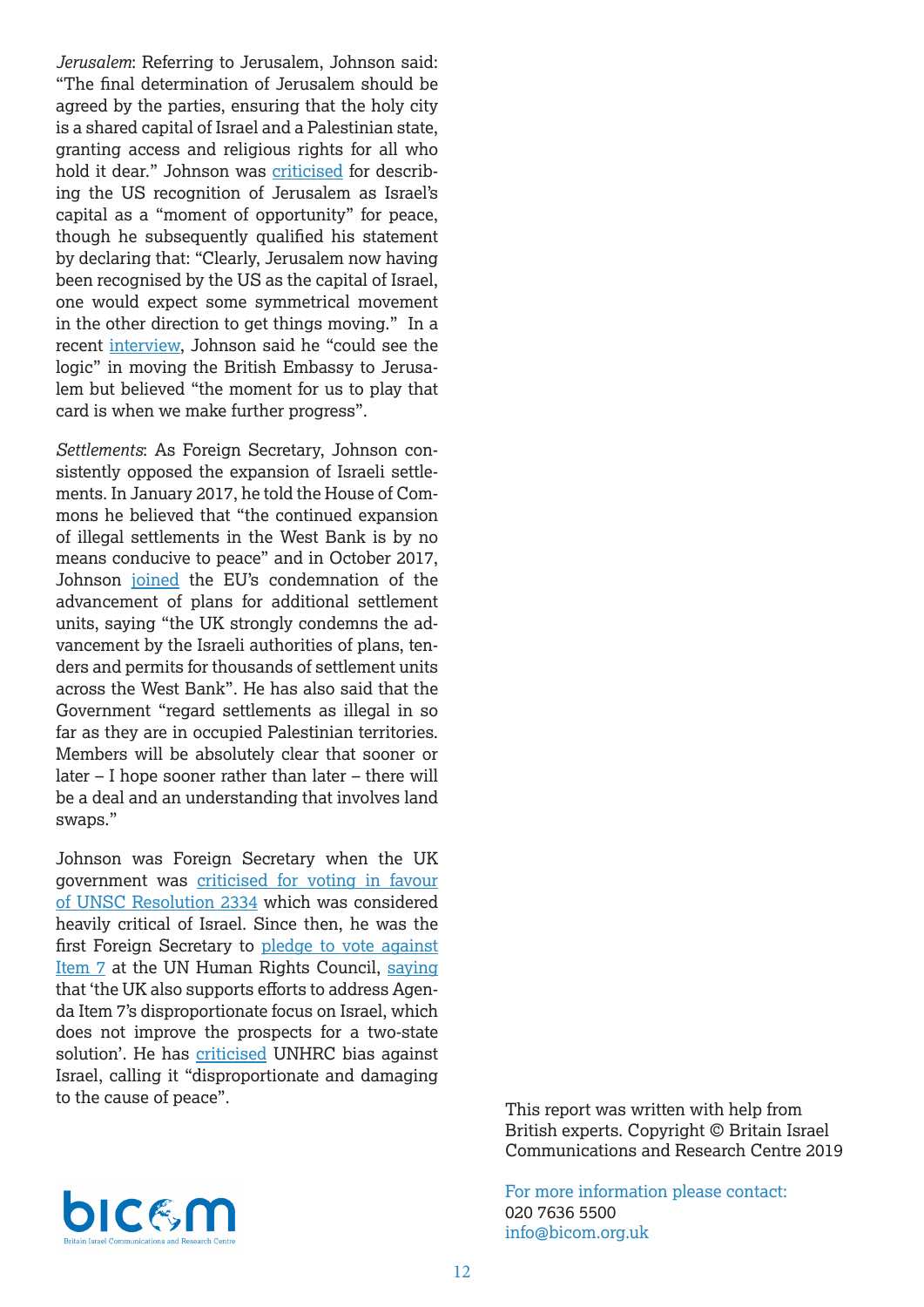*Jerusalem*: Referring to Jerusalem, Johnson said: "The final determination of Jerusalem should be agreed by the parties, ensuring that the holy city is a shared capital of Israel and a Palestinian state, granting access and religious rights for all who hold it dear." Johnson was criticised for describing the US recognition of Jerusalem as Israel's capital as a "moment of opportunity" for peace, though he subsequently qualified his statement by declaring that: "Clearly, Jerusalem now having been recognised by the US as the capital of Israel, one would expect some symmetrical movement in the other direction to get things moving." In a recent interview, Johnson said he "could see the logic" in moving the British Embassy to Jerusalem but believed "the moment for us to play that card is when we make further progress".

*Settlements*: As Foreign Secretary, Johnson consistently opposed the expansion of Israeli settlements. In January 2017, he told the House of Commons he believed that "the continued expansion of illegal settlements in the West Bank is by no means conducive to peace" and in October 2017, Johnson joined the EU's condemnation of the advancement of plans for additional settlement units, saying "the UK strongly condemns the advancement by the Israeli authorities of plans, tenders and permits for thousands of settlement units across the West Bank". He has also said that the Government "regard settlements as illegal in so far as they are in occupied Palestinian territories. Members will be absolutely clear that sooner or later – I hope sooner rather than later – there will be a deal and an understanding that involves land swaps."

Johnson was Foreign Secretary when the UK government was criticised for voting in favour of UNSC Resolution 2334 which was considered heavily critical of Israel. Since then, he was the first Foreign Secretary to pledge to vote against Item 7 at the UN Human Rights Council, saying that 'the UK also supports efforts to address Agenda Item 7's disproportionate focus on Israel, which does not improve the prospects for a two-state solution'. He has criticised UNHRC bias against Israel, calling it "disproportionate and damaging to the cause of peace".

This report was written with help from British experts. Copyright © Britain Israel Communications and Research Centre 2019

For more information please contact:
020 7636 5500
info@bicom.org.uk

bicom
Britain Israel Communications and Research Centre